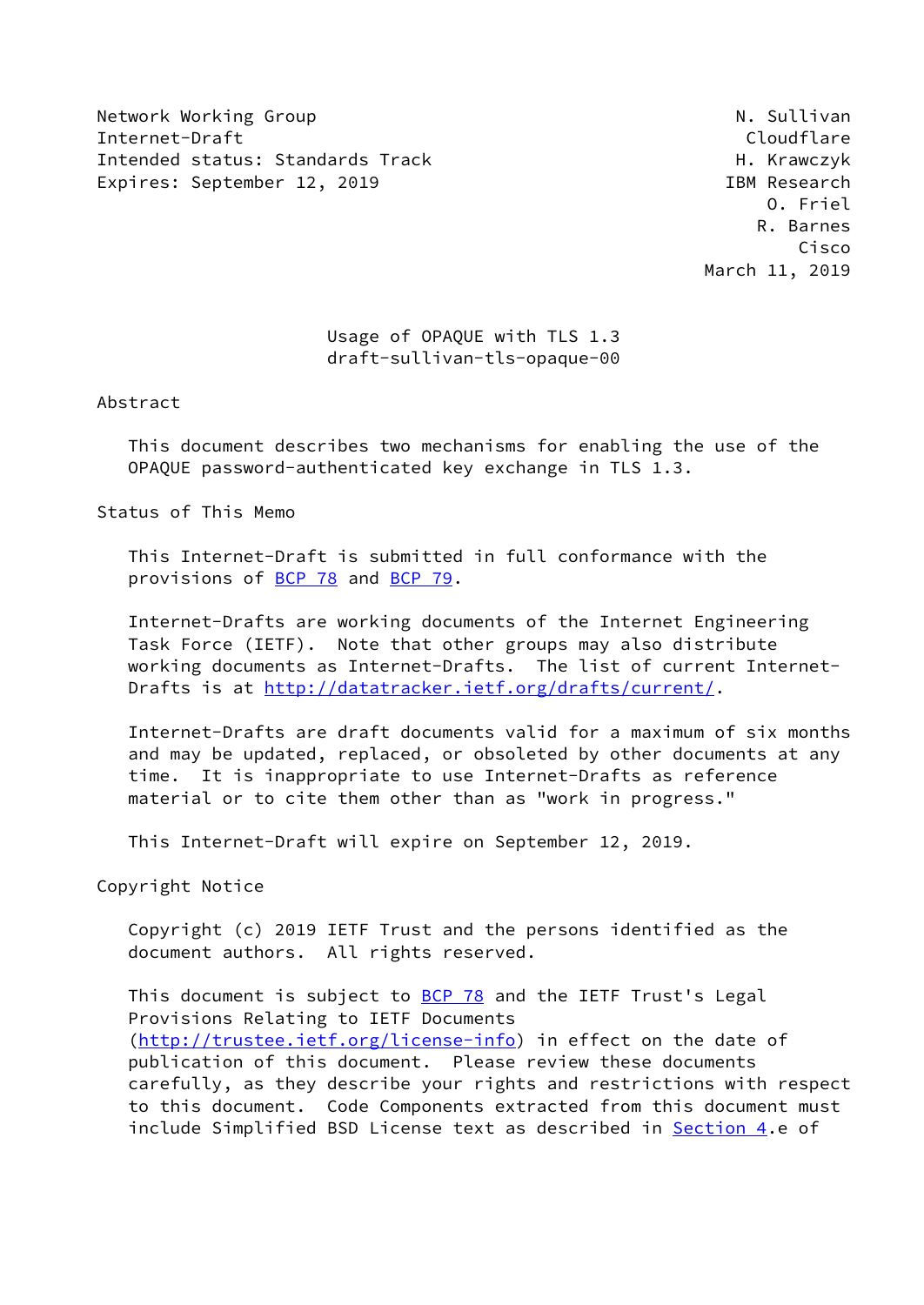Network Working Group N. Sullivan
Internet-Draft Cloudflare
Intended status: Standards Track H. Krawczyk
Expires: September 12, 2019 IBM Research
O. Friel
R. Barnes
Cisco
March 11, 2019

# Usage of OPAQUE with TLS 1.3
draft-sullivan-tls-opaque-00

## Abstract

This document describes two mechanisms for enabling the use of the OPAQUE password-authenticated key exchange in TLS 1.3.

## Status of This Memo

This Internet-Draft is submitted in full conformance with the provisions of BCP 78 and BCP 79.

Internet-Drafts are working documents of the Internet Engineering Task Force (IETF). Note that other groups may also distribute working documents as Internet-Drafts. The list of current Internet-Drafts is at http://datatracker.ietf.org/drafts/current/.

Internet-Drafts are draft documents valid for a maximum of six months and may be updated, replaced, or obsoleted by other documents at any time. It is inappropriate to use Internet-Drafts as reference material or to cite them other than as "work in progress."

This Internet-Draft will expire on September 12, 2019.

## Copyright Notice

Copyright (c) 2019 IETF Trust and the persons identified as the document authors. All rights reserved.

This document is subject to BCP 78 and the IETF Trust's Legal Provisions Relating to IETF Documents (http://trustee.ietf.org/license-info) in effect on the date of publication of this document. Please review these documents carefully, as they describe your rights and restrictions with respect to this document. Code Components extracted from this document must include Simplified BSD License text as described in Section 4.e of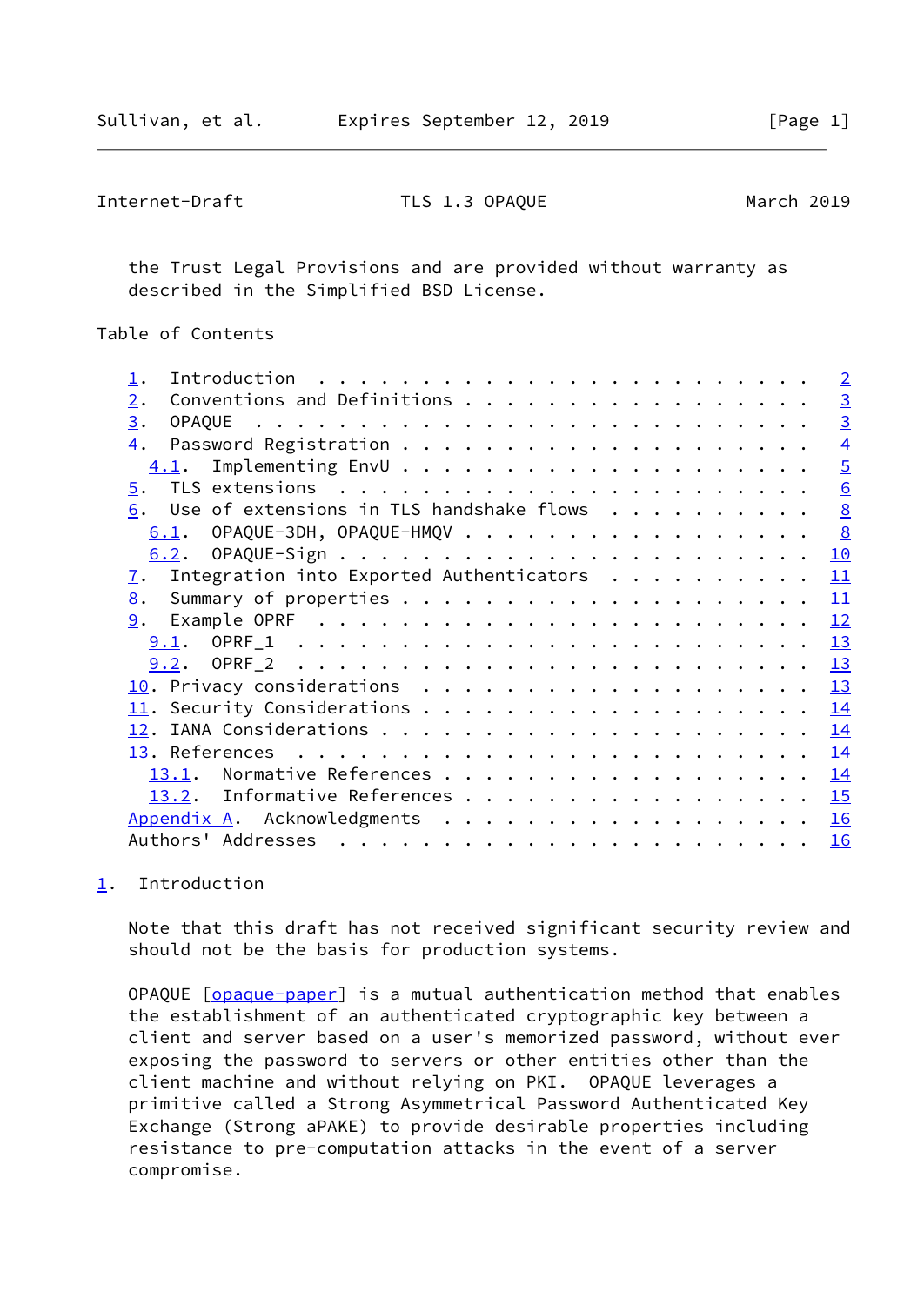the Trust Legal Provisions and are provided without warranty as described in the Simplified BSD License.

Table of Contents

- 1. Introduction . . . . . . . . . . . . . . . . . . . . . . . . 2
- 2. Conventions and Definitions . . . . . . . . . . . . . . . . . 3
- 3. OPAQUE . . . . . . . . . . . . . . . . . . . . . . . . . . . 3
- 4. Password Registration . . . . . . . . . . . . . . . . . . . . 4
  - 4.1. Implementing EnvU . . . . . . . . . . . . . . . . . . . . 5
- 5. TLS extensions . . . . . . . . . . . . . . . . . . . . . . . 6
- 6. Use of extensions in TLS handshake flows . . . . . . . . . . 8
  - 6.1. OPAQUE-3DH, OPAQUE-HMQV . . . . . . . . . . . . . . . . . 8
  - 6.2. OPAQUE-Sign . . . . . . . . . . . . . . . . . . . . . . . 10
- 7. Integration into Exported Authenticators . . . . . . . . . . 11
- 8. Summary of properties . . . . . . . . . . . . . . . . . . . . 11
- 9. Example OPRF . . . . . . . . . . . . . . . . . . . . . . . . 12
  - 9.1. OPRF_1 . . . . . . . . . . . . . . . . . . . . . . . . . 13
  - 9.2. OPRF_2 . . . . . . . . . . . . . . . . . . . . . . . . . 13
- 10. Privacy considerations . . . . . . . . . . . . . . . . . . . 13
- 11. Security Considerations . . . . . . . . . . . . . . . . . . . 14
- 12. IANA Considerations . . . . . . . . . . . . . . . . . . . . . 14
- 13. References . . . . . . . . . . . . . . . . . . . . . . . . . 14
  - 13.1. Normative References . . . . . . . . . . . . . . . . . . 14
  - 13.2. Informative References . . . . . . . . . . . . . . . . . 15
- Appendix A. Acknowledgments . . . . . . . . . . . . . . . . . . . 16
- Authors' Addresses . . . . . . . . . . . . . . . . . . . . . . . 16

## 1. Introduction

Note that this draft has not received significant security review and should not be the basis for production systems.

OPAQUE [opaque-paper] is a mutual authentication method that enables the establishment of an authenticated cryptographic key between a client and server based on a user's memorized password, without ever exposing the password to servers or other entities other than the client machine and without relying on PKI. OPAQUE leverages a primitive called a Strong Asymmetrical Password Authenticated Key Exchange (Strong aPAKE) to provide desirable properties including resistance to pre-computation attacks in the event of a server compromise.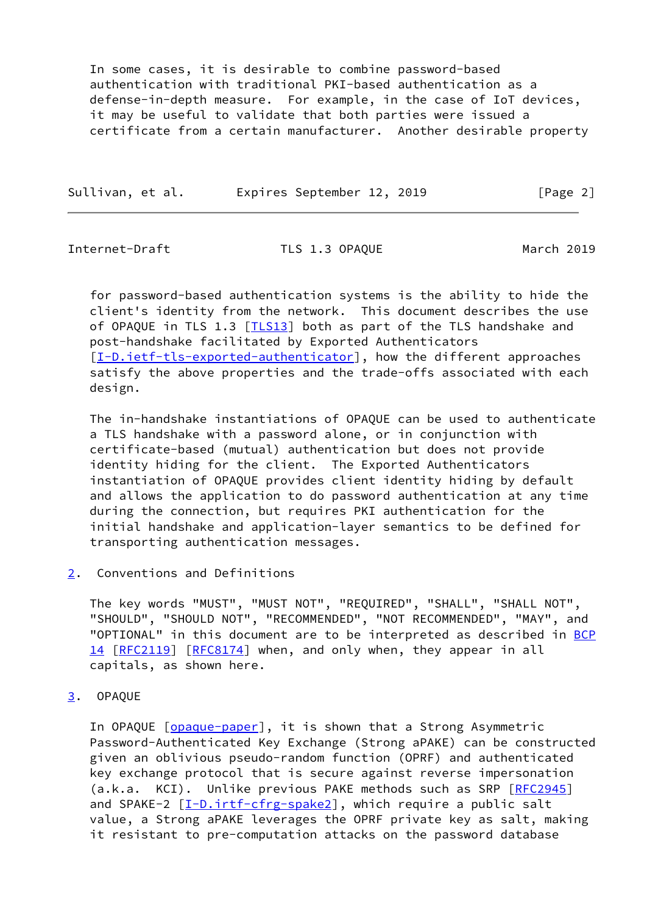In some cases, it is desirable to combine password-based authentication with traditional PKI-based authentication as a defense-in-depth measure. For example, in the case of IoT devices, it may be useful to validate that both parties were issued a certificate from a certain manufacturer. Another desirable property for password-based authentication systems is the ability to hide the client's identity from the network. This document describes the use of OPAQUE in TLS 1.3 [TLS13] both as part of the TLS handshake and post-handshake facilitated by Exported Authenticators [I-D.ietf-tls-exported-authenticator], how the different approaches satisfy the above properties and the trade-offs associated with each design.

The in-handshake instantiations of OPAQUE can be used to authenticate a TLS handshake with a password alone, or in conjunction with certificate-based (mutual) authentication but does not provide identity hiding for the client. The Exported Authenticators instantiation of OPAQUE provides client identity hiding by default and allows the application to do password authentication at any time during the connection, but requires PKI authentication for the initial handshake and application-layer semantics to be defined for transporting authentication messages.

## 2. Conventions and Definitions

The key words "MUST", "MUST NOT", "REQUIRED", "SHALL", "SHALL NOT", "SHOULD", "SHOULD NOT", "RECOMMENDED", "NOT RECOMMENDED", "MAY", and "OPTIONAL" in this document are to be interpreted as described in BCP 14 [RFC2119] [RFC8174] when, and only when, they appear in all capitals, as shown here.

## 3. OPAQUE

In OPAQUE [opaque-paper], it is shown that a Strong Asymmetric Password-Authenticated Key Exchange (Strong aPAKE) can be constructed given an oblivious pseudo-random function (OPRF) and authenticated key exchange protocol that is secure against reverse impersonation (a.k.a. KCI). Unlike previous PAKE methods such as SRP [RFC2945] and SPAKE-2 [I-D.irtf-cfrg-spake2], which require a public salt value, a Strong aPAKE leverages the OPRF private key as salt, making it resistant to pre-computation attacks on the password database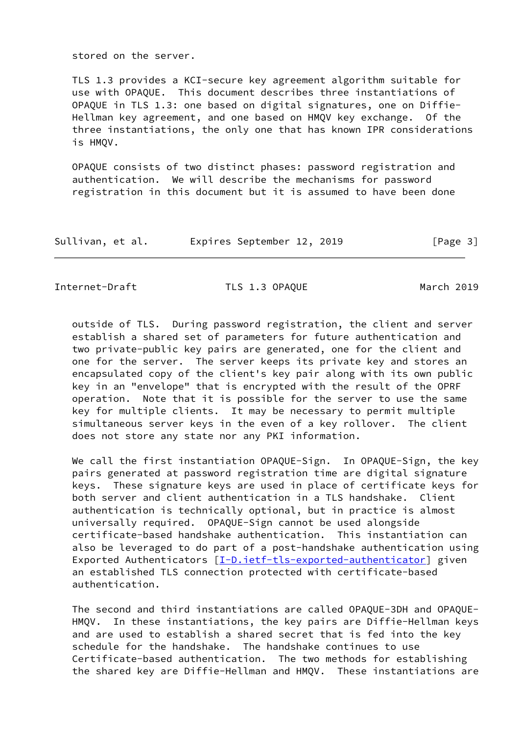stored on the server.

TLS 1.3 provides a KCI-secure key agreement algorithm suitable for use with OPAQUE. This document describes three instantiations of OPAQUE in TLS 1.3: one based on digital signatures, one on Diffie-Hellman key agreement, and one based on HMQV key exchange. Of the three instantiations, the only one that has known IPR considerations is HMQV.

OPAQUE consists of two distinct phases: password registration and authentication. We will describe the mechanisms for password registration in this document but it is assumed to have been done outside of TLS. During password registration, the client and server establish a shared set of parameters for future authentication and two private-public key pairs are generated, one for the client and one for the server. The server keeps its private key and stores an encapsulated copy of the client's key pair along with its own public key in an "envelope" that is encrypted with the result of the OPRF operation. Note that it is possible for the server to use the same key for multiple clients. It may be necessary to permit multiple simultaneous server keys in the even of a key rollover. The client does not store any state nor any PKI information.

We call the first instantiation OPAQUE-Sign. In OPAQUE-Sign, the key pairs generated at password registration time are digital signature keys. These signature keys are used in place of certificate keys for both server and client authentication in a TLS handshake. Client authentication is technically optional, but in practice is almost universally required. OPAQUE-Sign cannot be used alongside certificate-based handshake authentication. This instantiation can also be leveraged to do part of a post-handshake authentication using Exported Authenticators [I-D.ietf-tls-exported-authenticator] given an established TLS connection protected with certificate-based authentication.

The second and third instantiations are called OPAQUE-3DH and OPAQUE-HMQV. In these instantiations, the key pairs are Diffie-Hellman keys and are used to establish a shared secret that is fed into the key schedule for the handshake. The handshake continues to use Certificate-based authentication. The two methods for establishing the shared key are Diffie-Hellman and HMQV. These instantiations are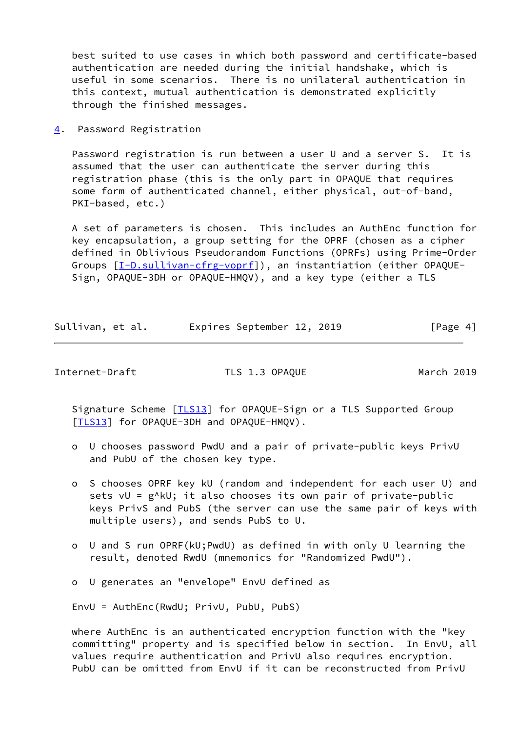best suited to use cases in which both password and certificate-based authentication are needed during the initial handshake, which is useful in some scenarios. There is no unilateral authentication in this context, mutual authentication is demonstrated explicitly through the finished messages.

## 4. Password Registration

Password registration is run between a user U and a server S. It is assumed that the user can authenticate the server during this registration phase (this is the only part in OPAQUE that requires some form of authenticated channel, either physical, out-of-band, PKI-based, etc.)

A set of parameters is chosen. This includes an AuthEnc function for key encapsulation, a group setting for the OPRF (chosen as a cipher defined in Oblivious Pseudorandom Functions (OPRFs) using Prime-Order Groups [I-D.sullivan-cfrg-voprf]), an instantiation (either OPAQUE-Sign, OPAQUE-3DH or OPAQUE-HMQV), and a key type (either a TLS Signature Scheme [TLS13] for OPAQUE-Sign or a TLS Supported Group [TLS13] for OPAQUE-3DH and OPAQUE-HMQV).

- U chooses password PwdU and a pair of private-public keys PrivU and PubU of the chosen key type.

- S chooses OPRF key kU (random and independent for each user U) and sets vU = g^kU; it also chooses its own pair of private-public keys PrivS and PubS (the server can use the same pair of keys with multiple users), and sends PubS to U.

- U and S run OPRF(kU;PwdU) as defined in with only U learning the result, denoted RwdU (mnemonics for "Randomized PwdU").

- U generates an "envelope" EnvU defined as

EnvU = AuthEnc(RwdU; PrivU, PubU, PubS)

where AuthEnc is an authenticated encryption function with the "key committing" property and is specified below in section. In EnvU, all values require authentication and PrivU also requires encryption. PubU can be omitted from EnvU if it can be reconstructed from PrivU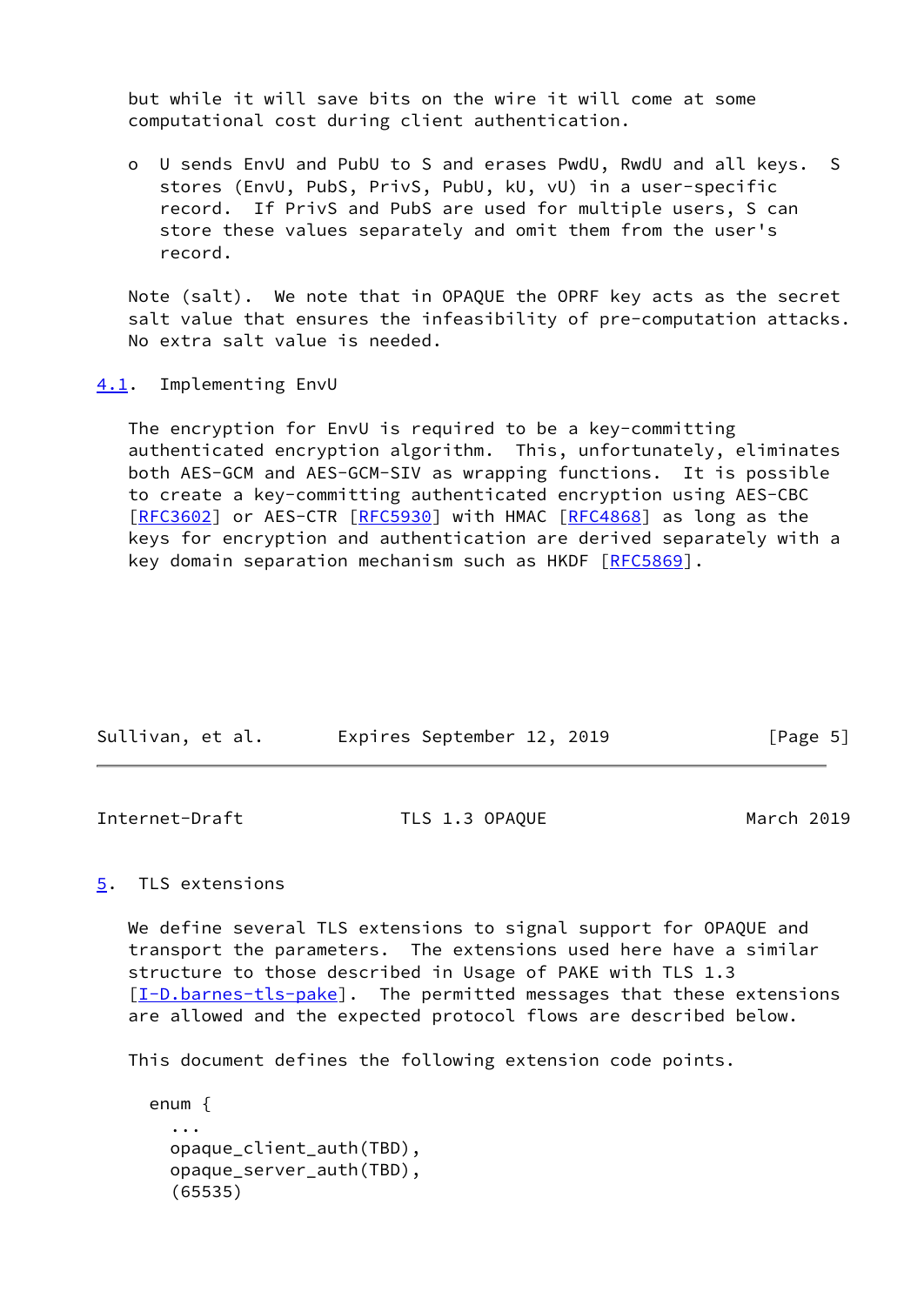but while it will save bits on the wire it will come at some computational cost during client authentication.

- U sends EnvU and PubU to S and erases PwdU, RwdU and all keys. S stores (EnvU, PubS, PrivS, PubU, kU, vU) in a user-specific record. If PrivS and PubS are used for multiple users, S can store these values separately and omit them from the user's record.

Note (salt). We note that in OPAQUE the OPRF key acts as the secret salt value that ensures the infeasibility of pre-computation attacks. No extra salt value is needed.

## 4.1. Implementing EnvU

The encryption for EnvU is required to be a key-committing authenticated encryption algorithm. This, unfortunately, eliminates both AES-GCM and AES-GCM-SIV as wrapping functions. It is possible to create a key-committing authenticated encryption using AES-CBC [RFC3602] or AES-CTR [RFC5930] with HMAC [RFC4868] as long as the keys for encryption and authentication are derived separately with a key domain separation mechanism such as HKDF [RFC5869].

# 5. TLS extensions

We define several TLS extensions to signal support for OPAQUE and transport the parameters. The extensions used here have a similar structure to those described in Usage of PAKE with TLS 1.3 [I-D.barnes-tls-pake]. The permitted messages that these extensions are allowed and the expected protocol flows are described below.

This document defines the following extension code points.

```
enum {
  ...
  opaque_client_auth(TBD),
  opaque_server_auth(TBD),
  (65535)
```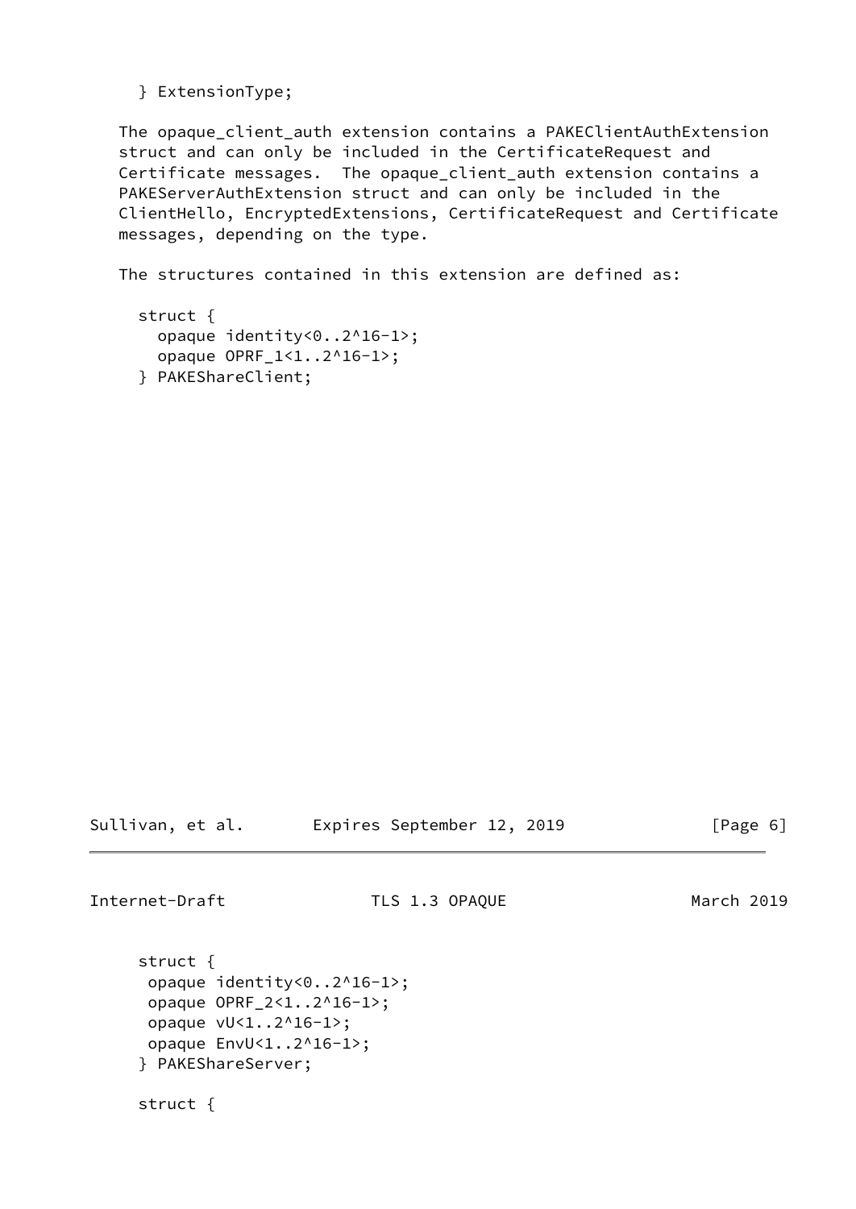```
  } ExtensionType;
```

The opaque_client_auth extension contains a PAKEClientAuthExtension struct and can only be included in the CertificateRequest and Certificate messages. The opaque_client_auth extension contains a PAKEServerAuthExtension struct and can only be included in the ClientHello, EncryptedExtensions, CertificateRequest and Certificate messages, depending on the type.

The structures contained in this extension are defined as:

```
  struct {
    opaque identity<0..2^16-1>;
    opaque OPRF_1<1..2^16-1>;
  } PAKEShareClient;
```

```
  struct {
   opaque identity<0..2^16-1>;
   opaque OPRF_2<1..2^16-1>;
   opaque vU<1..2^16-1>;
   opaque EnvU<1..2^16-1>;
  } PAKEShareServer;

  struct {
```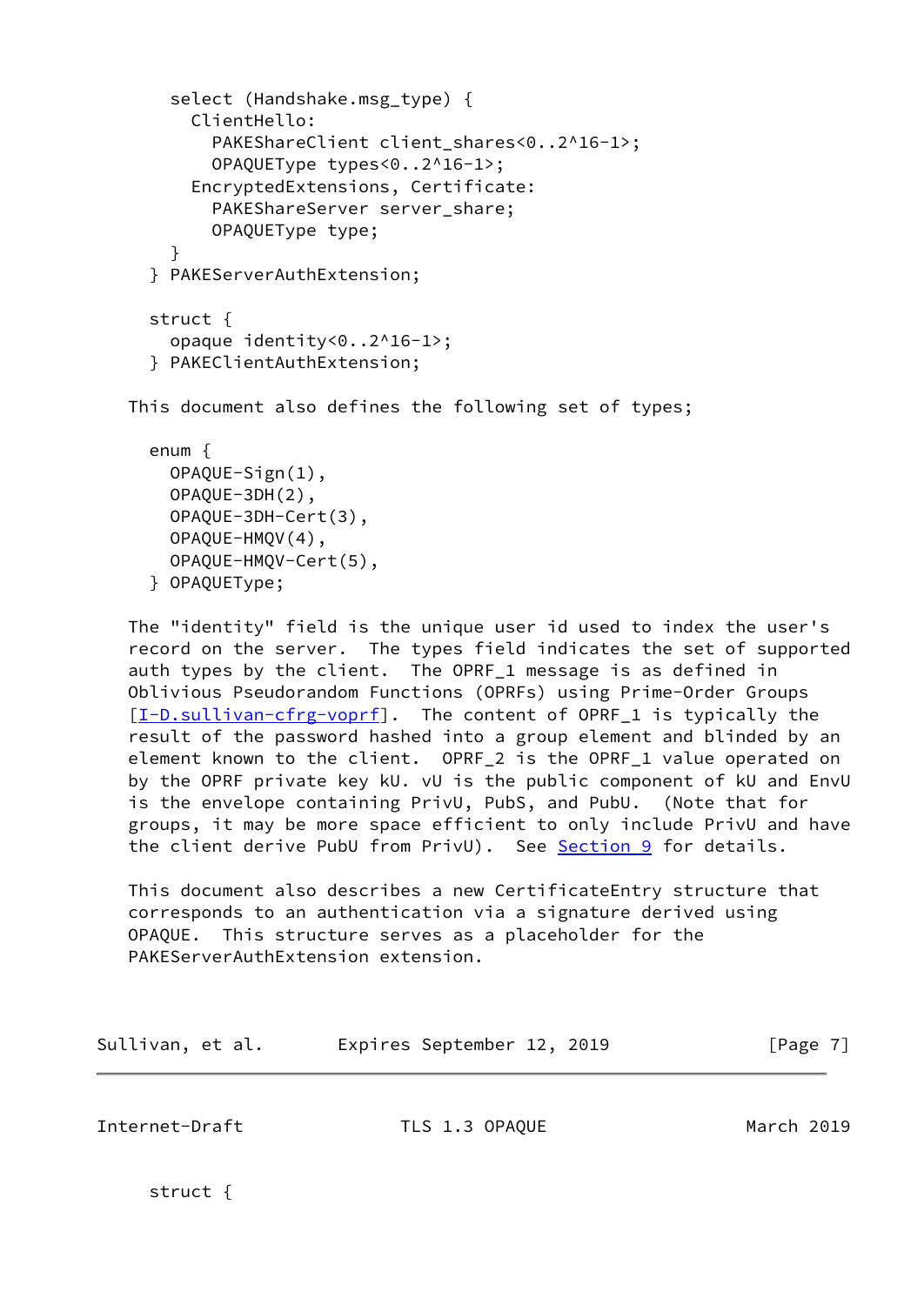```
       select (Handshake.msg_type) {
         ClientHello:
           PAKEShareClient client_shares<0..2^16-1>;
           OPAQUEType types<0..2^16-1>;
         EncryptedExtensions, Certificate:
           PAKEShareServer server_share;
           OPAQUEType type;
       }
     } PAKEServerAuthExtension;

     struct {
       opaque identity<0..2^16-1>;
     } PAKEClientAuthExtension;
```

This document also defines the following set of types;

```
     enum {
       OPAQUE-Sign(1),
       OPAQUE-3DH(2),
       OPAQUE-3DH-Cert(3),
       OPAQUE-HMQV(4),
       OPAQUE-HMQV-Cert(5),
     } OPAQUEType;
```

The "identity" field is the unique user id used to index the user's record on the server. The types field indicates the set of supported auth types by the client. The OPRF_1 message is as defined in Oblivious Pseudorandom Functions (OPRFs) using Prime-Order Groups [I-D.sullivan-cfrg-voprf]. The content of OPRF_1 is typically the result of the password hashed into a group element and blinded by an element known to the client. OPRF_2 is the OPRF_1 value operated on by the OPRF private key kU. vU is the public component of kU and EnvU is the envelope containing PrivU, PubS, and PubU. (Note that for groups, it may be more space efficient to only include PrivU and have the client derive PubU from PrivU). See Section 9 for details.

This document also describes a new CertificateEntry structure that corresponds to an authentication via a signature derived using OPAQUE. This structure serves as a placeholder for the PAKEServerAuthExtension extension.

```
     struct {
```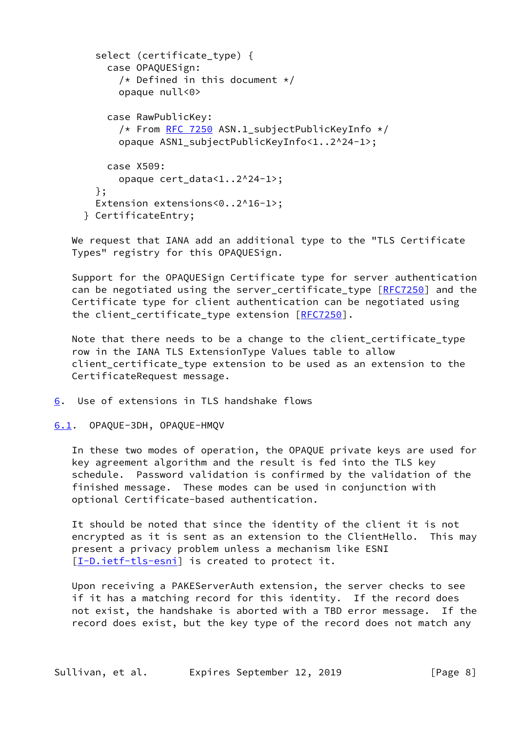```
      select (certificate_type) {
        case OPAQUESign:
          /* Defined in this document */
          opaque null<0>

        case RawPublicKey:
          /* From RFC 7250 ASN.1_subjectPublicKeyInfo */
          opaque ASN1_subjectPublicKeyInfo<1..2^24-1>;

        case X509:
          opaque cert_data<1..2^24-1>;
      };
      Extension extensions<0..2^16-1>;
    } CertificateEntry;
```

We request that IANA add an additional type to the "TLS Certificate Types" registry for this OPAQUESign.

Support for the OPAQUESign Certificate type for server authentication can be negotiated using the server_certificate_type [RFC7250] and the Certificate type for client authentication can be negotiated using the client_certificate_type extension [RFC7250].

Note that there needs to be a change to the client_certificate_type row in the IANA TLS ExtensionType Values table to allow client_certificate_type extension to be used as an extension to the CertificateRequest message.

## 6. Use of extensions in TLS handshake flows

### 6.1. OPAQUE-3DH, OPAQUE-HMQV

In these two modes of operation, the OPAQUE private keys are used for key agreement algorithm and the result is fed into the TLS key schedule. Password validation is confirmed by the validation of the finished message. These modes can be used in conjunction with optional Certificate-based authentication.

It should be noted that since the identity of the client it is not encrypted as it is sent as an extension to the ClientHello. This may present a privacy problem unless a mechanism like ESNI [I-D.ietf-tls-esni] is created to protect it.

Upon receiving a PAKEServerAuth extension, the server checks to see if it has a matching record for this identity. If the record does not exist, the handshake is aborted with a TBD error message. If the record does exist, but the key type of the record does not match any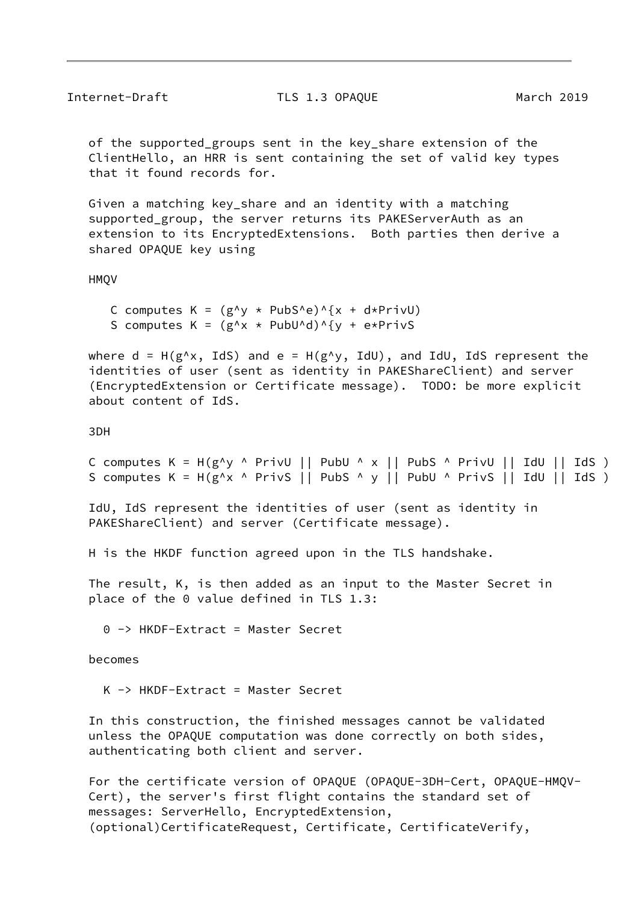of the supported_groups sent in the key_share extension of the ClientHello, an HRR is sent containing the set of valid key types that it found records for.

Given a matching key_share and an identity with a matching supported_group, the server returns its PAKEServerAuth as an extension to its EncryptedExtensions. Both parties then derive a shared OPAQUE key using

HMQV

```
C computes K = (g^y * PubS^e)^{x + d*PrivU)
S computes K = (g^x * PubU^d)^{y + e*PrivS
```

where d = H(g^x, IdS) and e = H(g^y, IdU), and IdU, IdS represent the identities of user (sent as identity in PAKEShareClient) and server (EncryptedExtension or Certificate message). TODO: be more explicit about content of IdS.

3DH

```
C computes K = H(g^y ^ PrivU || PubU ^ x || PubS ^ PrivU || IdU || IdS )
S computes K = H(g^x ^ PrivS || PubS ^ y || PubU ^ PrivS || IdU || IdS )
```

IdU, IdS represent the identities of user (sent as identity in PAKEShareClient) and server (Certificate message).

H is the HKDF function agreed upon in the TLS handshake.

The result, K, is then added as an input to the Master Secret in place of the 0 value defined in TLS 1.3:

```
0 -> HKDF-Extract = Master Secret
```

becomes

```
K -> HKDF-Extract = Master Secret
```

In this construction, the finished messages cannot be validated unless the OPAQUE computation was done correctly on both sides, authenticating both client and server.

For the certificate version of OPAQUE (OPAQUE-3DH-Cert, OPAQUE-HMQV-Cert), the server's first flight contains the standard set of messages: ServerHello, EncryptedExtension, (optional)CertificateRequest, Certificate, CertificateVerify,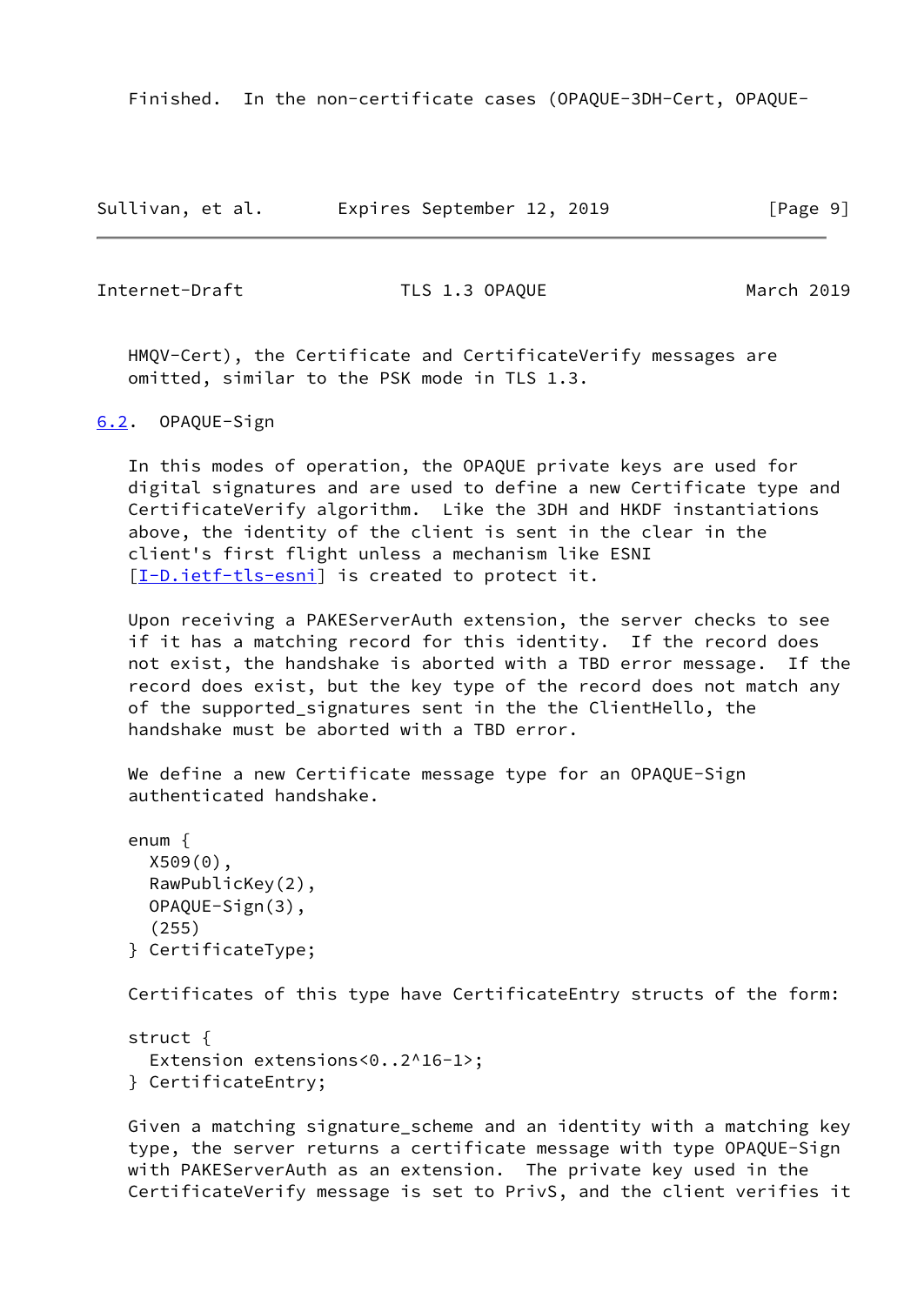Finished. In the non-certificate cases (OPAQUE-3DH-Cert, OPAQUE-HMQV-Cert), the Certificate and CertificateVerify messages are omitted, similar to the PSK mode in TLS 1.3.

## 6.2. OPAQUE-Sign

In this modes of operation, the OPAQUE private keys are used for digital signatures and are used to define a new Certificate type and CertificateVerify algorithm. Like the 3DH and HKDF instantiations above, the identity of the client is sent in the clear in the client's first flight unless a mechanism like ESNI [I-D.ietf-tls-esni] is created to protect it.

Upon receiving a PAKEServerAuth extension, the server checks to see if it has a matching record for this identity. If the record does not exist, the handshake is aborted with a TBD error message. If the record does exist, but the key type of the record does not match any of the supported_signatures sent in the the ClientHello, the handshake must be aborted with a TBD error.

We define a new Certificate message type for an OPAQUE-Sign authenticated handshake.

```
enum {
  X509(0),
  RawPublicKey(2),
  OPAQUE-Sign(3),
  (255)
} CertificateType;
```

Certificates of this type have CertificateEntry structs of the form:

```
struct {
  Extension extensions<0..2^16-1>;
} CertificateEntry;
```

Given a matching signature_scheme and an identity with a matching key type, the server returns a certificate message with type OPAQUE-Sign with PAKEServerAuth as an extension. The private key used in the CertificateVerify message is set to PrivS, and the client verifies it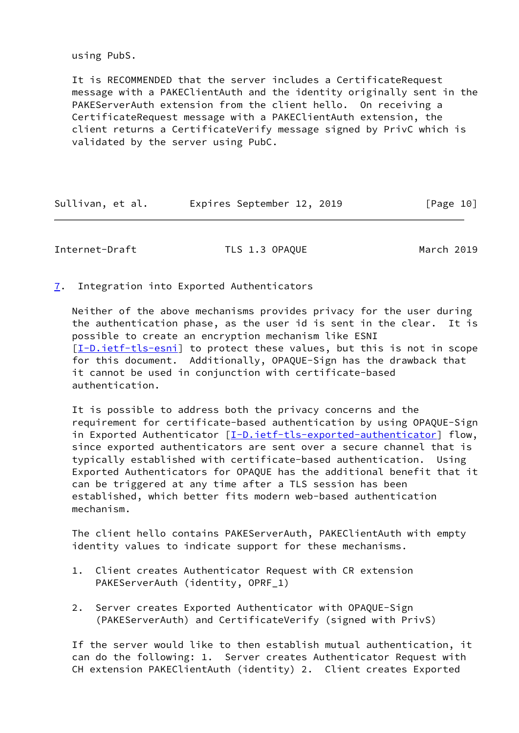using PubS.

It is RECOMMENDED that the server includes a CertificateRequest message with a PAKEClientAuth and the identity originally sent in the PAKEServerAuth extension from the client hello. On receiving a CertificateRequest message with a PAKEClientAuth extension, the client returns a CertificateVerify message signed by PrivC which is validated by the server using PubC.

## 7. Integration into Exported Authenticators

Neither of the above mechanisms provides privacy for the user during the authentication phase, as the user id is sent in the clear. It is possible to create an encryption mechanism like ESNI [I-D.ietf-tls-esni] to protect these values, but this is not in scope for this document. Additionally, OPAQUE-Sign has the drawback that it cannot be used in conjunction with certificate-based authentication.

It is possible to address both the privacy concerns and the requirement for certificate-based authentication by using OPAQUE-Sign in Exported Authenticator [I-D.ietf-tls-exported-authenticator] flow, since exported authenticators are sent over a secure channel that is typically established with certificate-based authentication. Using Exported Authenticators for OPAQUE has the additional benefit that it can be triggered at any time after a TLS session has been established, which better fits modern web-based authentication mechanism.

The client hello contains PAKEServerAuth, PAKEClientAuth with empty identity values to indicate support for these mechanisms.

1. Client creates Authenticator Request with CR extension PAKEServerAuth (identity, OPRF_1)

2. Server creates Exported Authenticator with OPAQUE-Sign (PAKEServerAuth) and CertificateVerify (signed with PrivS)

If the server would like to then establish mutual authentication, it can do the following: 1. Server creates Authenticator Request with CH extension PAKEClientAuth (identity) 2. Client creates Exported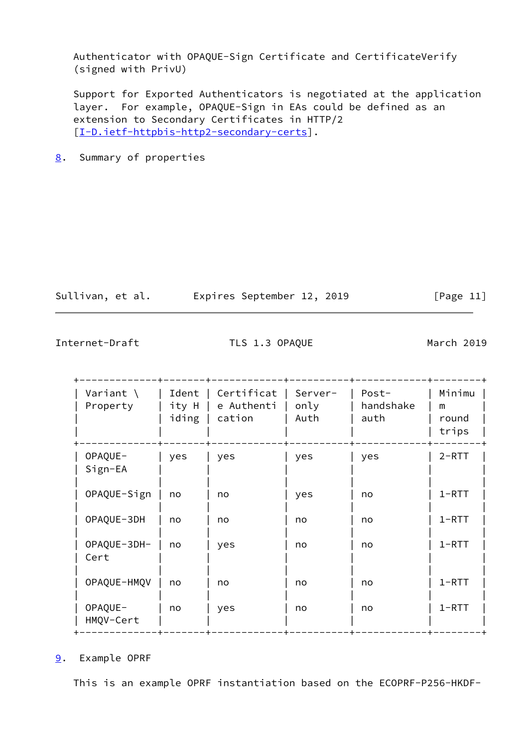Authenticator with OPAQUE-Sign Certificate and CertificateVerify (signed with PrivU)

Support for Exported Authenticators is negotiated at the application layer. For example, OPAQUE-Sign in EAs could be defined as an extension to Secondary Certificates in HTTP/2 [I-D.ietf-httpbis-http2-secondary-certs].

## 8. Summary of properties

| Variant \ Property | Identity Hiding | Certificate Authentication | Server-only Auth | Post-handshake auth | Minimum round trips |
| --- | --- | --- | --- | --- | --- |
| OPAQUE-Sign-EA | yes | yes | yes | yes | 2-RTT |
| OPAQUE-Sign | no | no | yes | no | 1-RTT |
| OPAQUE-3DH | no | no | no | no | 1-RTT |
| OPAQUE-3DH-Cert | no | yes | no | no | 1-RTT |
| OPAQUE-HMQV | no | no | no | no | 1-RTT |
| OPAQUE-HMQV-Cert | no | yes | no | no | 1-RTT |

## 9. Example OPRF

This is an example OPRF instantiation based on the ECOPRF-P256-HKDF-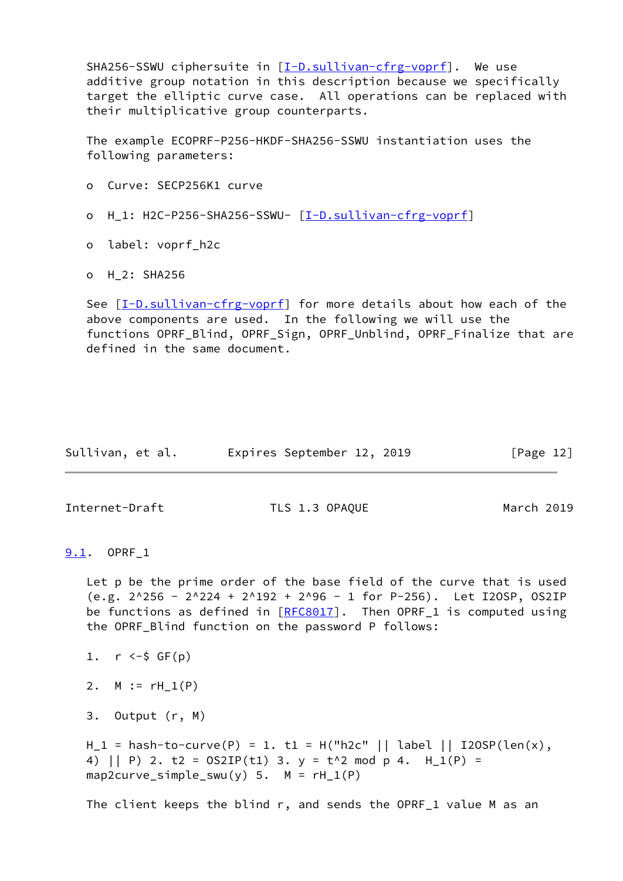SHA256-SSWU ciphersuite in [I-D.sullivan-cfrg-voprf]. We use additive group notation in this description because we specifically target the elliptic curve case. All operations can be replaced with their multiplicative group counterparts.

The example ECOPRF-P256-HKDF-SHA256-SSWU instantiation uses the following parameters:

- Curve: SECP256K1 curve
- $H_1$: H2C-P256-SHA256-SSWU- [I-D.sullivan-cfrg-voprf]
- label: voprf_h2c
- $H_2$: SHA256

See [I-D.sullivan-cfrg-voprf] for more details about how each of the above components are used. In the following we will use the functions OPRF_Blind, OPRF_Sign, OPRF_Unblind, OPRF_Finalize that are defined in the same document.

## 9.1. OPRF_1

Let p be the prime order of the base field of the curve that is used (e.g. $2^{256} - 2^{224} + 2^{192} + 2^{96} - 1$ for P-256). Let I2OSP, OS2IP be functions as defined in [RFC8017]. Then OPRF_1 is computed using the OPRF_Blind function on the password P follows:

1. r <-$ GF(p)
2. $M := rH_1(P)$
3. Output (r, M)

$H_1$ = hash-to-curve(P) = 1. t1 = H("h2c" || label || I2OSP(len(x), 4) || P) 2. t2 = OS2IP(t1) 3. y = t^2 mod p 4. $H_1(P)$ = map2curve_simple_swu(y) 5. $M = rH_1(P)$

The client keeps the blind r, and sends the OPRF_1 value M as an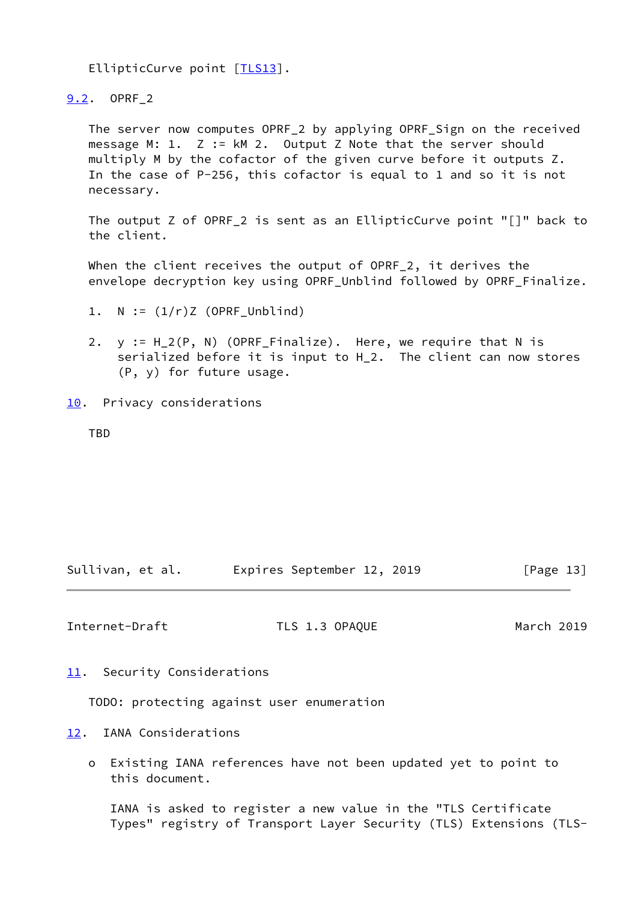EllipticCurve point [TLS13].

## 9.2. OPRF_2

The server now computes OPRF_2 by applying OPRF_Sign on the received message M: 1. $Z := kM$ 2. Output Z Note that the server should multiply M by the cofactor of the given curve before it outputs Z. In the case of P-256, this cofactor is equal to 1 and so it is not necessary.

The output Z of OPRF_2 is sent as an EllipticCurve point "[]" back to the client.

When the client receives the output of OPRF_2, it derives the envelope decryption key using OPRF_Unblind followed by OPRF_Finalize.

1. $N := (1/r)Z$ (OPRF_Unblind)

2. $y := H_2(P, N)$ (OPRF_Finalize). Here, we require that N is serialized before it is input to $H_2$. The client can now stores (P, y) for future usage.

# 10. Privacy considerations

TBD

# 11. Security Considerations

TODO: protecting against user enumeration

# 12. IANA Considerations

- Existing IANA references have not been updated yet to point to this document.

  IANA is asked to register a new value in the "TLS Certificate Types" registry of Transport Layer Security (TLS) Extensions (TLS-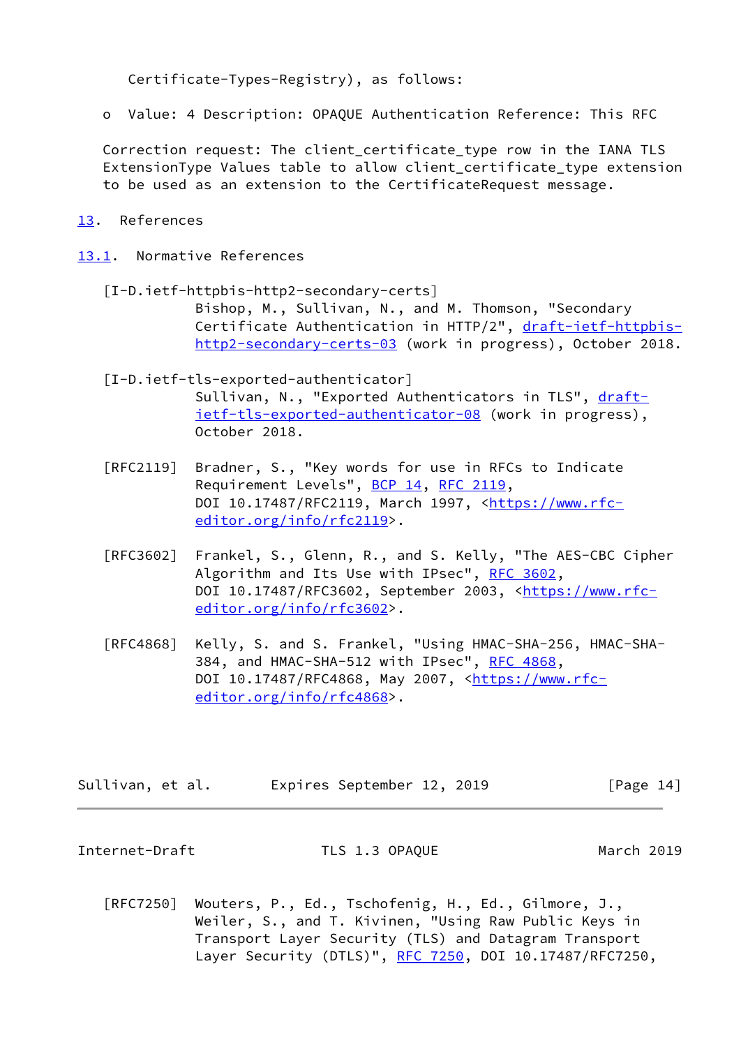Certificate-Types-Registry), as follows:

- Value: 4 Description: OPAQUE Authentication Reference: This RFC

Correction request: The client_certificate_type row in the IANA TLS ExtensionType Values table to allow client_certificate_type extension to be used as an extension to the CertificateRequest message.

## 13. References

### 13.1. Normative References

[I-D.ietf-httpbis-http2-secondary-certs]
Bishop, M., Sullivan, N., and M. Thomson, "Secondary Certificate Authentication in HTTP/2", draft-ietf-httpbis-http2-secondary-certs-03 (work in progress), October 2018.

[I-D.ietf-tls-exported-authenticator]
Sullivan, N., "Exported Authenticators in TLS", draft-ietf-tls-exported-authenticator-08 (work in progress), October 2018.

[RFC2119] Bradner, S., "Key words for use in RFCs to Indicate Requirement Levels", BCP 14, RFC 2119, DOI 10.17487/RFC2119, March 1997, <https://www.rfc-editor.org/info/rfc2119>.

[RFC3602] Frankel, S., Glenn, R., and S. Kelly, "The AES-CBC Cipher Algorithm and Its Use with IPsec", RFC 3602, DOI 10.17487/RFC3602, September 2003, <https://www.rfc-editor.org/info/rfc3602>.

[RFC4868] Kelly, S. and S. Frankel, "Using HMAC-SHA-256, HMAC-SHA-384, and HMAC-SHA-512 with IPsec", RFC 4868, DOI 10.17487/RFC4868, May 2007, <https://www.rfc-editor.org/info/rfc4868>.

[RFC7250] Wouters, P., Ed., Tschofenig, H., Ed., Gilmore, J., Weiler, S., and T. Kivinen, "Using Raw Public Keys in Transport Layer Security (TLS) and Datagram Transport Layer Security (DTLS)", RFC 7250, DOI 10.17487/RFC7250,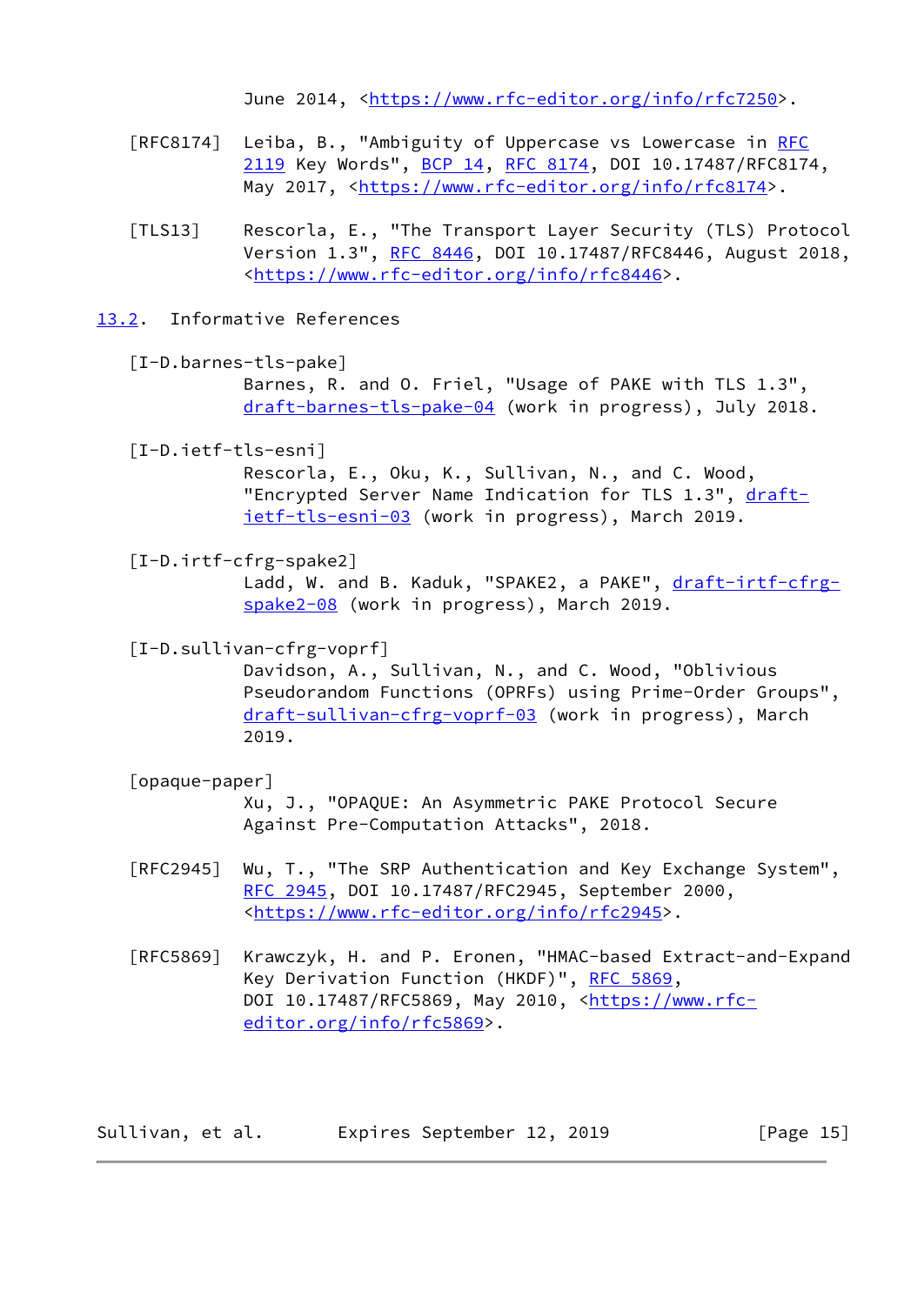June 2014, <https://www.rfc-editor.org/info/rfc7250>.

[RFC8174] Leiba, B., "Ambiguity of Uppercase vs Lowercase in RFC 2119 Key Words", BCP 14, RFC 8174, DOI 10.17487/RFC8174, May 2017, <https://www.rfc-editor.org/info/rfc8174>.

[TLS13] Rescorla, E., "The Transport Layer Security (TLS) Protocol Version 1.3", RFC 8446, DOI 10.17487/RFC8446, August 2018, <https://www.rfc-editor.org/info/rfc8446>.

## 13.2. Informative References

[I-D.barnes-tls-pake]
Barnes, R. and O. Friel, "Usage of PAKE with TLS 1.3", draft-barnes-tls-pake-04 (work in progress), July 2018.

[I-D.ietf-tls-esni]
Rescorla, E., Oku, K., Sullivan, N., and C. Wood, "Encrypted Server Name Indication for TLS 1.3", draft-ietf-tls-esni-03 (work in progress), March 2019.

[I-D.irtf-cfrg-spake2]
Ladd, W. and B. Kaduk, "SPAKE2, a PAKE", draft-irtf-cfrg-spake2-08 (work in progress), March 2019.

[I-D.sullivan-cfrg-voprf]
Davidson, A., Sullivan, N., and C. Wood, "Oblivious Pseudorandom Functions (OPRFs) using Prime-Order Groups", draft-sullivan-cfrg-voprf-03 (work in progress), March 2019.

[opaque-paper]
Xu, J., "OPAQUE: An Asymmetric PAKE Protocol Secure Against Pre-Computation Attacks", 2018.

[RFC2945] Wu, T., "The SRP Authentication and Key Exchange System", RFC 2945, DOI 10.17487/RFC2945, September 2000, <https://www.rfc-editor.org/info/rfc2945>.

[RFC5869] Krawczyk, H. and P. Eronen, "HMAC-based Extract-and-Expand Key Derivation Function (HKDF)", RFC 5869, DOI 10.17487/RFC5869, May 2010, <https://www.rfc-editor.org/info/rfc5869>.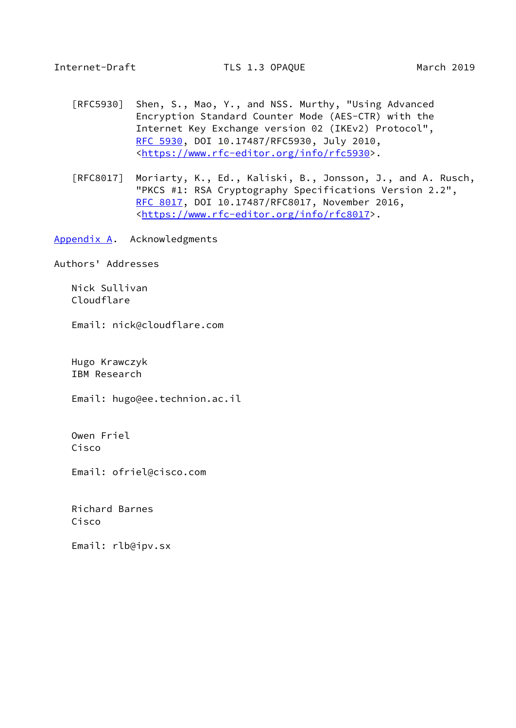[RFC5930] Shen, S., Mao, Y., and NSS. Murthy, "Using Advanced Encryption Standard Counter Mode (AES-CTR) with the Internet Key Exchange version 02 (IKEv2) Protocol", RFC 5930, DOI 10.17487/RFC5930, July 2010, <https://www.rfc-editor.org/info/rfc5930>.

[RFC8017] Moriarty, K., Ed., Kaliski, B., Jonsson, J., and A. Rusch, "PKCS #1: RSA Cryptography Specifications Version 2.2", RFC 8017, DOI 10.17487/RFC8017, November 2016, <https://www.rfc-editor.org/info/rfc8017>.

## Appendix A. Acknowledgments

## Authors' Addresses

Nick Sullivan
Cloudflare

Email: nick@cloudflare.com

Hugo Krawczyk
IBM Research

Email: hugo@ee.technion.ac.il

Owen Friel
Cisco

Email: ofriel@cisco.com

Richard Barnes
Cisco

Email: rlb@ipv.sx